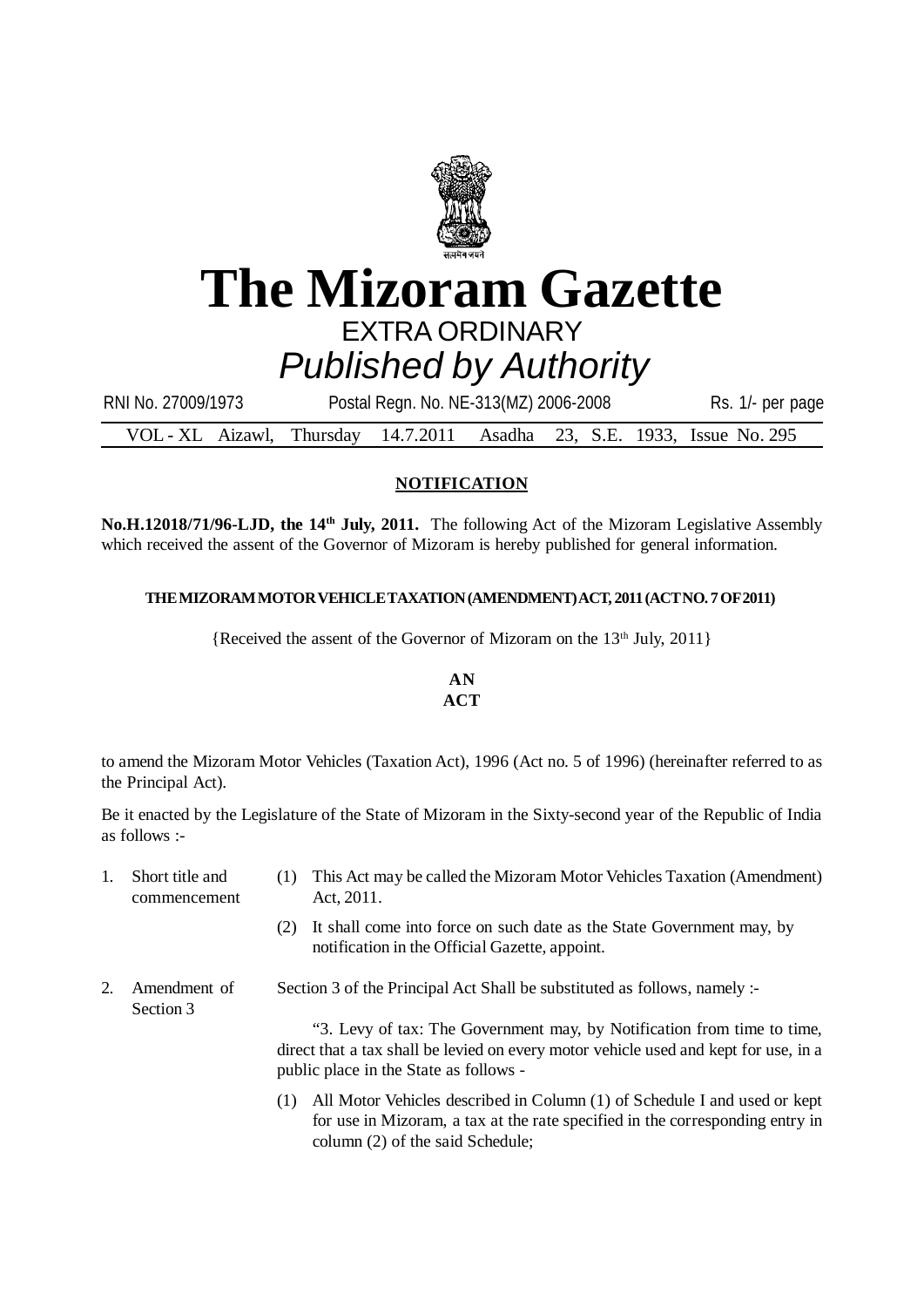# The Mizoram Gazette

EXTRA ORDINARY

*Published by Authority*

RNI No. 27009/1973 &nbsp;&nbsp;&nbsp; Postal Regn. No. NE-313(MZ) 2006-2008 &nbsp;&nbsp;&nbsp; Rs. 1/- per page

VOL - XL &nbsp; Aizawl, &nbsp; Thursday &nbsp; 14.7.2011 &nbsp; Asadha &nbsp; 23, &nbsp; S.E. &nbsp; 1933, &nbsp; Issue No. 295

## NOTIFICATION

**No.H.12018/71/96-LJD, the 14th July, 2011.** The following Act of the Mizoram Legislative Assembly which received the assent of the Governor of Mizoram is hereby published for general information.

**THE MIZORAM MOTOR VEHICLE TAXATION (AMENDMENT) ACT, 2011 (ACT NO. 7 OF 2011)**

{Received the assent of the Governor of Mizoram on the 13th July, 2011}

**AN**
**ACT**

to amend the Mizoram Motor Vehicles (Taxation Act), 1996 (Act no. 5 of 1996) (hereinafter referred to as the Principal Act).

Be it enacted by the Legislature of the State of Mizoram in the Sixty-second year of the Republic of India as follows :-

1. Short title and commencement
   (1) This Act may be called the Mizoram Motor Vehicles Taxation (Amendment) Act, 2011.
   (2) It shall come into force on such date as the State Government may, by notification in the Official Gazette, appoint.

2. Amendment of Section 3
   Section 3 of the Principal Act Shall be substituted as follows, namely :-

   "3. Levy of tax: The Government may, by Notification from time to time, direct that a tax shall be levied on every motor vehicle used and kept for use, in a public place in the State as follows -

   (1) All Motor Vehicles described in Column (1) of Schedule I and used or kept for use in Mizoram, a tax at the rate specified in the corresponding entry in column (2) of the said Schedule;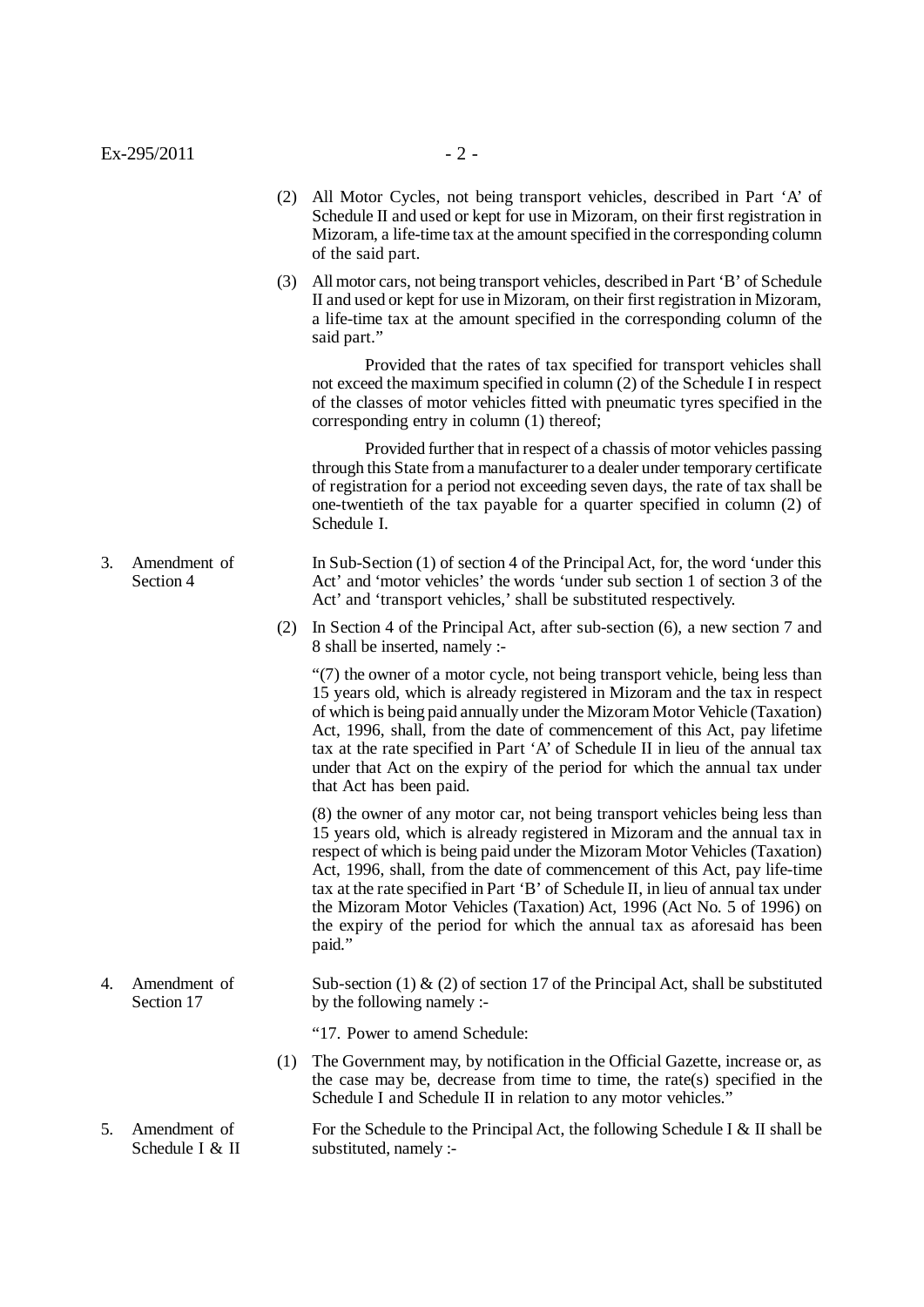(2) All Motor Cycles, not being transport vehicles, described in Part 'A' of Schedule II and used or kept for use in Mizoram, on their first registration in Mizoram, a life-time tax at the amount specified in the corresponding column of the said part.

(3) All motor cars, not being transport vehicles, described in Part 'B' of Schedule II and used or kept for use in Mizoram, on their first registration in Mizoram, a life-time tax at the amount specified in the corresponding column of the said part."

Provided that the rates of tax specified for transport vehicles shall not exceed the maximum specified in column (2) of the Schedule I in respect of the classes of motor vehicles fitted with pneumatic tyres specified in the corresponding entry in column (1) thereof;

Provided further that in respect of a chassis of motor vehicles passing through this State from a manufacturer to a dealer under temporary certificate of registration for a period not exceeding seven days, the rate of tax shall be one-twentieth of the tax payable for a quarter specified in column (2) of Schedule I.

3. Amendment of Section 4

In Sub-Section (1) of section 4 of the Principal Act, for, the word 'under this Act' and 'motor vehicles' the words 'under sub section 1 of section 3 of the Act' and 'transport vehicles,' shall be substituted respectively.

(2) In Section 4 of the Principal Act, after sub-section (6), a new section 7 and 8 shall be inserted, namely :-

"(7) the owner of a motor cycle, not being transport vehicle, being less than 15 years old, which is already registered in Mizoram and the tax in respect of which is being paid annually under the Mizoram Motor Vehicle (Taxation) Act, 1996, shall, from the date of commencement of this Act, pay lifetime tax at the rate specified in Part 'A' of Schedule II in lieu of the annual tax under that Act on the expiry of the period for which the annual tax under that Act has been paid.

(8) the owner of any motor car, not being transport vehicles being less than 15 years old, which is already registered in Mizoram and the annual tax in respect of which is being paid under the Mizoram Motor Vehicles (Taxation) Act, 1996, shall, from the date of commencement of this Act, pay life-time tax at the rate specified in Part 'B' of Schedule II, in lieu of annual tax under the Mizoram Motor Vehicles (Taxation) Act, 1996 (Act No. 5 of 1996) on the expiry of the period for which the annual tax as aforesaid has been paid."

4. Amendment of Section 17

Sub-section (1) & (2) of section 17 of the Principal Act, shall be substituted by the following namely :-

"17. Power to amend Schedule:

(1) The Government may, by notification in the Official Gazette, increase or, as the case may be, decrease from time to time, the rate(s) specified in the Schedule I and Schedule II in relation to any motor vehicles."

5. Amendment of Schedule I & II

For the Schedule to the Principal Act, the following Schedule I & II shall be substituted, namely :-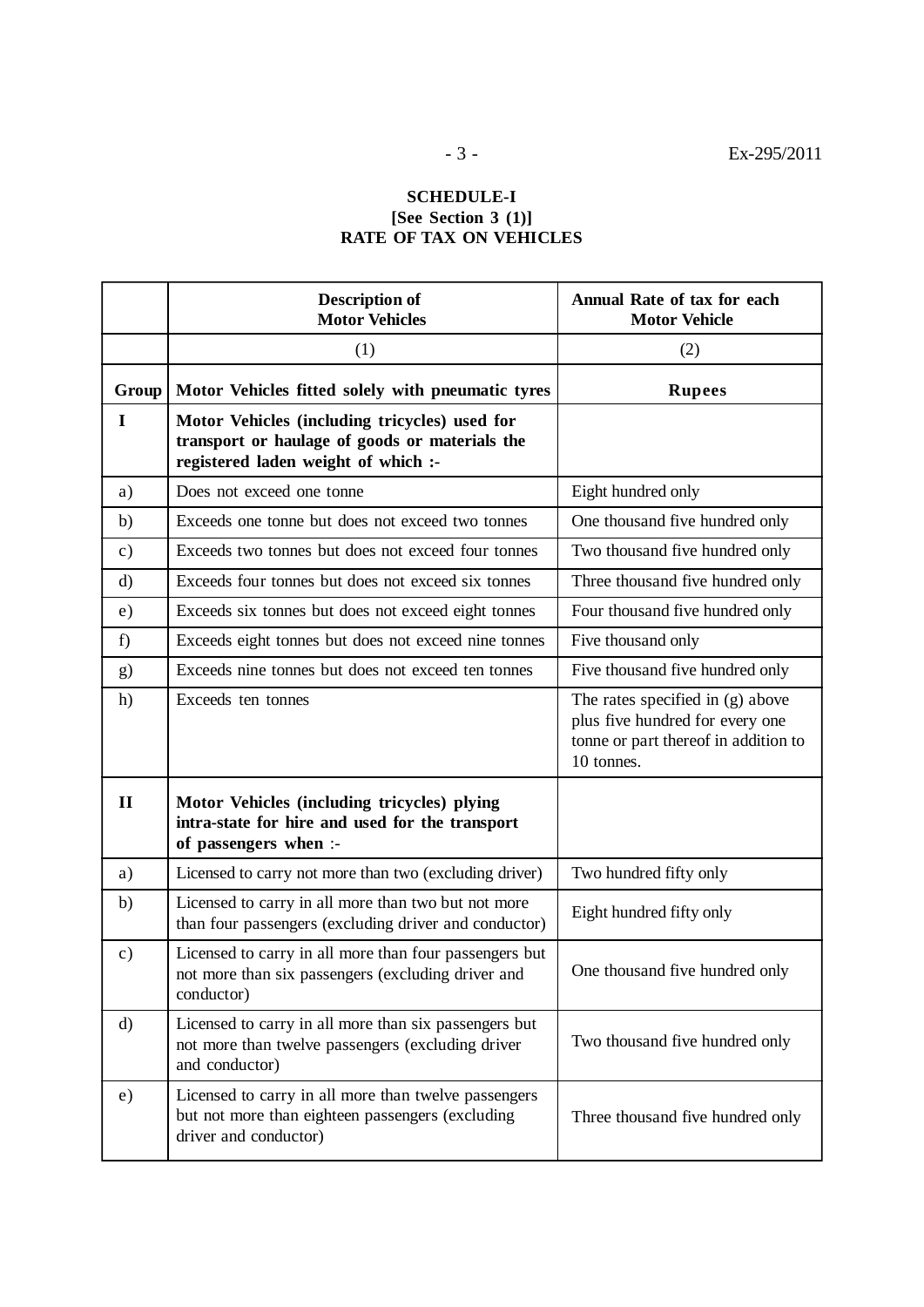**SCHEDULE-I**
**[See Section 3 (1)]**
**RATE OF TAX ON VEHICLES**

| | Description of Motor Vehicles | Annual Rate of tax for each Motor Vehicle |
|---|---|---|
| | (1) | (2) |
| **Group** | **Motor Vehicles fitted solely with pneumatic tyres** | **Rupees** |
| **I** | **Motor Vehicles (including tricycles) used for transport or haulage of goods or materials the registered laden weight of which :-** | |
| a) | Does not exceed one tonne | Eight hundred only |
| b) | Exceeds one tonne but does not exceed two tonnes | One thousand five hundred only |
| c) | Exceeds two tonnes but does not exceed four tonnes | Two thousand five hundred only |
| d) | Exceeds four tonnes but does not exceed six tonnes | Three thousand five hundred only |
| e) | Exceeds six tonnes but does not exceed eight tonnes | Four thousand five hundred only |
| f) | Exceeds eight tonnes but does not exceed nine tonnes | Five thousand only |
| g) | Exceeds nine tonnes but does not exceed ten tonnes | Five thousand five hundred only |
| h) | Exceeds ten tonnes | The rates specified in (g) above plus five hundred for every one tonne or part thereof in addition to 10 tonnes. |
| **II** | **Motor Vehicles (including tricycles) plying intra-state for hire and used for the transport of passengers when** :- | |
| a) | Licensed to carry not more than two (excluding driver) | Two hundred fifty only |
| b) | Licensed to carry in all more than two but not more than four passengers (excluding driver and conductor) | Eight hundred fifty only |
| c) | Licensed to carry in all more than four passengers but not more than six passengers (excluding driver and conductor) | One thousand five hundred only |
| d) | Licensed to carry in all more than six passengers but not more than twelve passengers (excluding driver and conductor) | Two thousand five hundred only |
| e) | Licensed to carry in all more than twelve passengers but not more than eighteen passengers (excluding driver and conductor) | Three thousand five hundred only |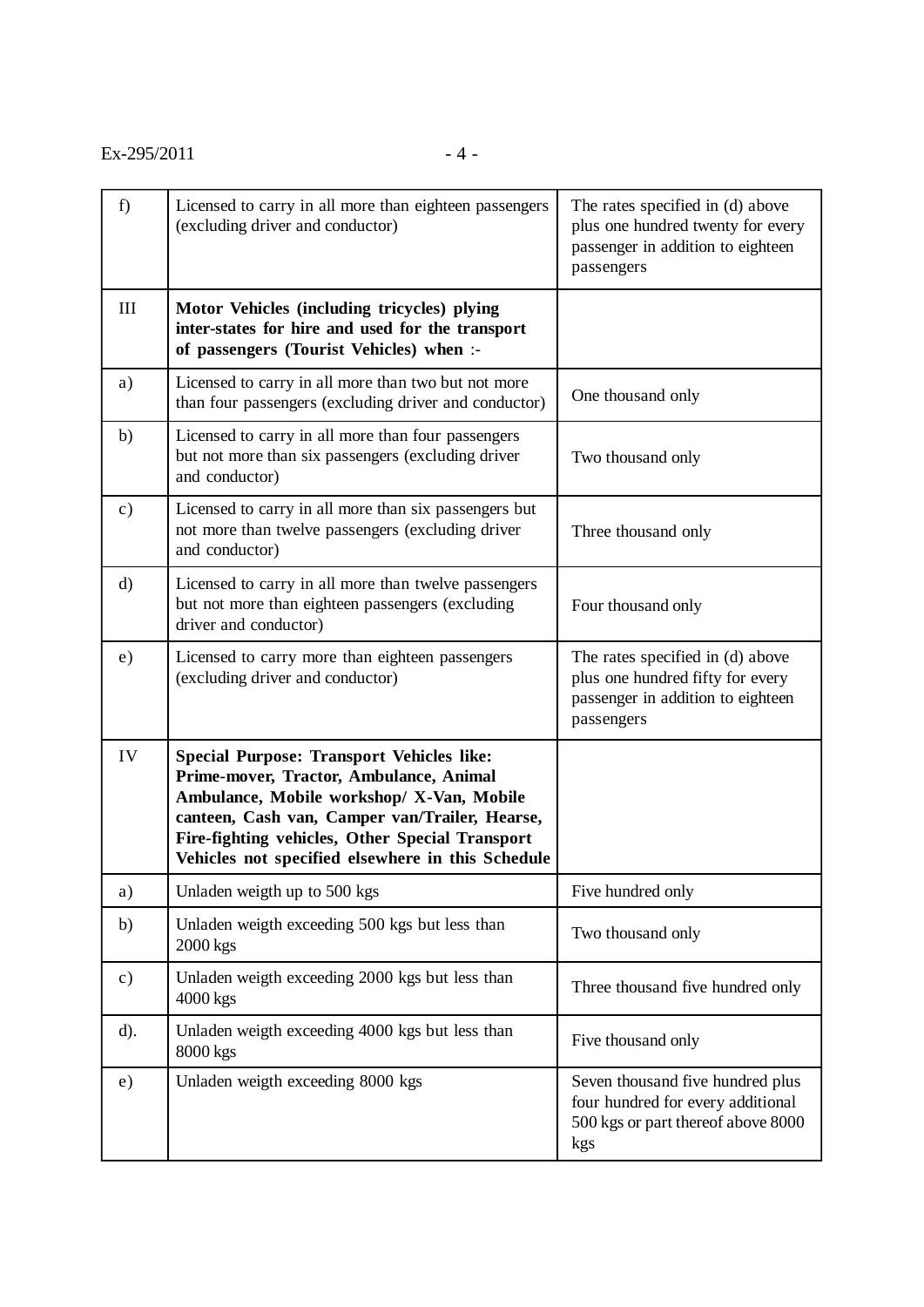| | | |
|---|---|---|
| f) | Licensed to carry in all more than eighteen passengers (excluding driver and conductor) | The rates specified in (d) above plus one hundred twenty for every passenger in addition to eighteen passengers |
| III | **Motor Vehicles (including tricycles) plying inter-states for hire and used for the transport of passengers (Tourist Vehicles) when** :- | |
| a) | Licensed to carry in all more than two but not more than four passengers (excluding driver and conductor) | One thousand only |
| b) | Licensed to carry in all more than four passengers but not more than six passengers (excluding driver and conductor) | Two thousand only |
| c) | Licensed to carry in all more than six passengers but not more than twelve passengers (excluding driver and conductor) | Three thousand only |
| d) | Licensed to carry in all more than twelve passengers but not more than eighteen passengers (excluding driver and conductor) | Four thousand only |
| e) | Licensed to carry more than eighteen passengers (excluding driver and conductor) | The rates specified in (d) above plus one hundred fifty for every passenger in addition to eighteen passengers |
| IV | **Special Purpose: Transport Vehicles like: Prime-mover, Tractor, Ambulance, Animal Ambulance, Mobile workshop/ X-Van, Mobile canteen, Cash van, Camper van/Trailer, Hearse, Fire-fighting vehicles, Other Special Transport Vehicles not specified elsewhere in this Schedule** | |
| a) | Unladen weigth up to 500 kgs | Five hundred only |
| b) | Unladen weigth exceeding 500 kgs but less than 2000 kgs | Two thousand only |
| c) | Unladen weigth exceeding 2000 kgs but less than 4000 kgs | Three thousand five hundred only |
| d). | Unladen weigth exceeding 4000 kgs but less than 8000 kgs | Five thousand only |
| e) | Unladen weigth exceeding 8000 kgs | Seven thousand five hundred plus four hundred for every additional 500 kgs or part thereof above 8000 kgs |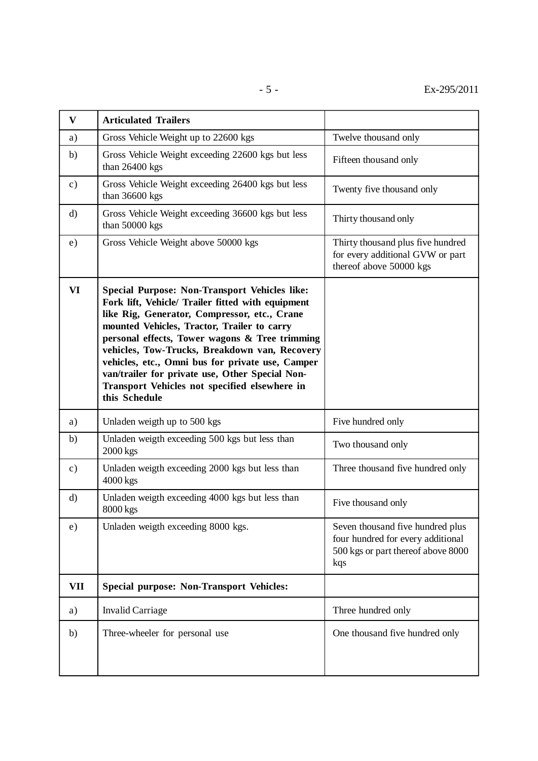| V | **Articulated Trailers** | |
|---|---|---|
| a) | Gross Vehicle Weight up to 22600 kgs | Twelve thousand only |
| b) | Gross Vehicle Weight exceeding 22600 kgs but less than 26400 kgs | Fifteen thousand only |
| c) | Gross Vehicle Weight exceeding 26400 kgs but less than 36600 kgs | Twenty five thousand only |
| d) | Gross Vehicle Weight exceeding 36600 kgs but less than 50000 kgs | Thirty thousand only |
| e) | Gross Vehicle Weight above 50000 kgs | Thirty thousand plus five hundred for every additional GVW or part thereof above 50000 kgs |
| **VI** | **Special Purpose: Non-Transport Vehicles like: Fork lift, Vehicle/ Trailer fitted with equipment like Rig, Generator, Compressor, etc., Crane mounted Vehicles, Tractor, Trailer to carry personal effects, Tower wagons & Tree trimming vehicles, Tow-Trucks, Breakdown van, Recovery vehicles, etc., Omni bus for private use, Camper van/trailer for private use, Other Special Non-Transport Vehicles not specified elsewhere in this Schedule** | |
| a) | Unladen weigth up to 500 kgs | Five hundred only |
| b) | Unladen weigth exceeding 500 kgs but less than 2000 kgs | Two thousand only |
| c) | Unladen weigth exceeding 2000 kgs but less than 4000 kgs | Three thousand five hundred only |
| d) | Unladen weigth exceeding 4000 kgs but less than 8000 kgs | Five thousand only |
| e) | Unladen weigth exceeding 8000 kgs. | Seven thousand five hundred plus four hundred for every additional 500 kgs or part thereof above 8000 kqs |
| **VII** | **Special purpose: Non-Transport Vehicles:** | |
| a) | Invalid Carriage | Three hundred only |
| b) | Three-wheeler for personal use | One thousand five hundred only |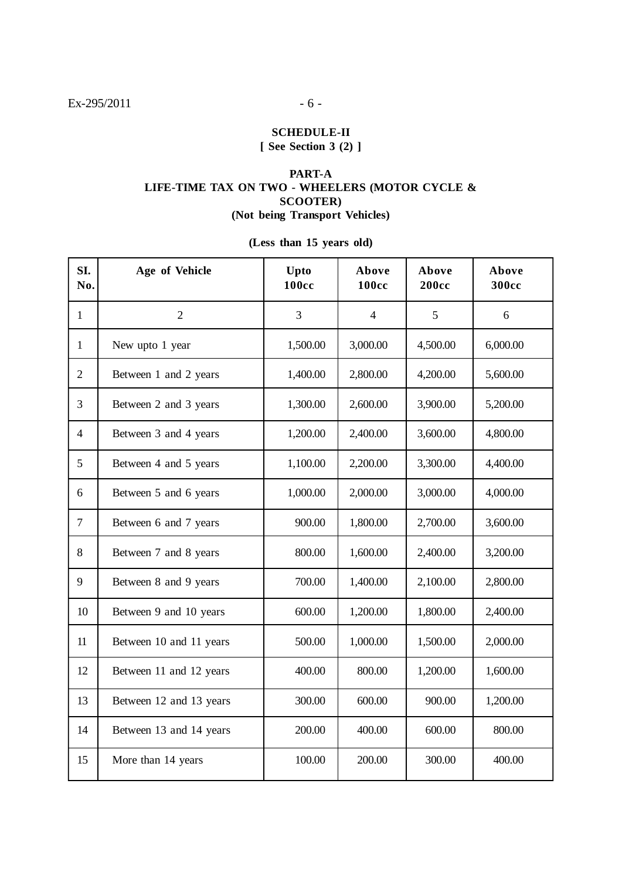## SCHEDULE-II
**[ See Section 3 (2) ]**

### PART-A
### LIFE-TIME TAX ON TWO - WHEELERS (MOTOR CYCLE & SCOOTER)
**(Not being Transport Vehicles)**

**(Less than 15 years old)**

| SI. No. | Age of Vehicle | Upto 100cc | Above 100cc | Above 200cc | Above 300cc |
|---|---|---|---|---|---|
| 1 | 2 | 3 | 4 | 5 | 6 |
| 1 | New upto 1 year | 1,500.00 | 3,000.00 | 4,500.00 | 6,000.00 |
| 2 | Between 1 and 2 years | 1,400.00 | 2,800.00 | 4,200.00 | 5,600.00 |
| 3 | Between 2 and 3 years | 1,300.00 | 2,600.00 | 3,900.00 | 5,200.00 |
| 4 | Between 3 and 4 years | 1,200.00 | 2,400.00 | 3,600.00 | 4,800.00 |
| 5 | Between 4 and 5 years | 1,100.00 | 2,200.00 | 3,300.00 | 4,400.00 |
| 6 | Between 5 and 6 years | 1,000.00 | 2,000.00 | 3,000.00 | 4,000.00 |
| 7 | Between 6 and 7 years | 900.00 | 1,800.00 | 2,700.00 | 3,600.00 |
| 8 | Between 7 and 8 years | 800.00 | 1,600.00 | 2,400.00 | 3,200.00 |
| 9 | Between 8 and 9 years | 700.00 | 1,400.00 | 2,100.00 | 2,800.00 |
| 10 | Between 9 and 10 years | 600.00 | 1,200.00 | 1,800.00 | 2,400.00 |
| 11 | Between 10 and 11 years | 500.00 | 1,000.00 | 1,500.00 | 2,000.00 |
| 12 | Between 11 and 12 years | 400.00 | 800.00 | 1,200.00 | 1,600.00 |
| 13 | Between 12 and 13 years | 300.00 | 600.00 | 900.00 | 1,200.00 |
| 14 | Between 13 and 14 years | 200.00 | 400.00 | 600.00 | 800.00 |
| 15 | More than 14 years | 100.00 | 200.00 | 300.00 | 400.00 |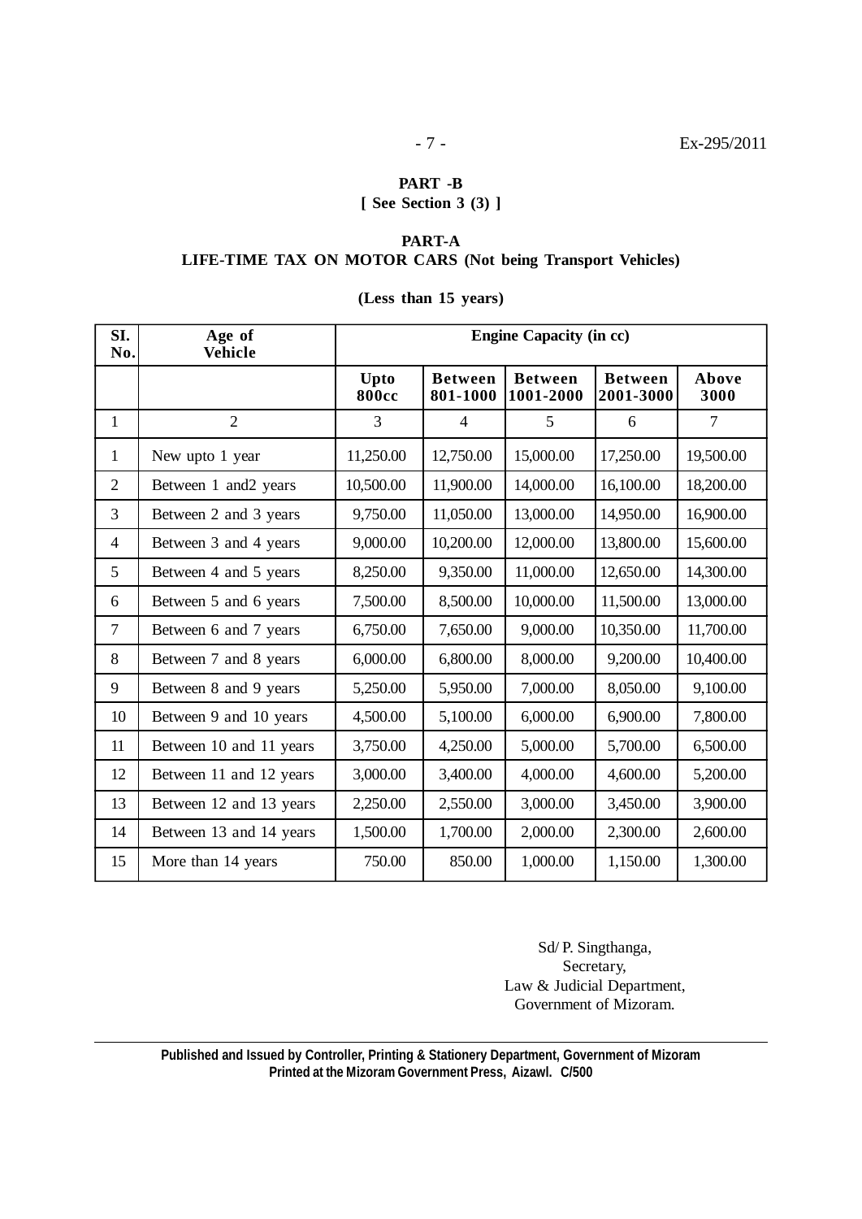## PART -B
**[ See Section 3 (3) ]**

## PART-A
**LIFE-TIME TAX ON MOTOR CARS (Not being Transport Vehicles)**

**(Less than 15 years)**

| SI. No. | Age of Vehicle | Engine Capacity (in cc) | | | | |
|---|---|---|---|---|---|---|
| | | Upto 800cc | Between 801-1000 | Between 1001-2000 | Between 2001-3000 | Above 3000 |
| 1 | 2 | 3 | 4 | 5 | 6 | 7 |
| 1 | New upto 1 year | 11,250.00 | 12,750.00 | 15,000.00 | 17,250.00 | 19,500.00 |
| 2 | Between 1 and2 years | 10,500.00 | 11,900.00 | 14,000.00 | 16,100.00 | 18,200.00 |
| 3 | Between 2 and 3 years | 9,750.00 | 11,050.00 | 13,000.00 | 14,950.00 | 16,900.00 |
| 4 | Between 3 and 4 years | 9,000.00 | 10,200.00 | 12,000.00 | 13,800.00 | 15,600.00 |
| 5 | Between 4 and 5 years | 8,250.00 | 9,350.00 | 11,000.00 | 12,650.00 | 14,300.00 |
| 6 | Between 5 and 6 years | 7,500.00 | 8,500.00 | 10,000.00 | 11,500.00 | 13,000.00 |
| 7 | Between 6 and 7 years | 6,750.00 | 7,650.00 | 9,000.00 | 10,350.00 | 11,700.00 |
| 8 | Between 7 and 8 years | 6,000.00 | 6,800.00 | 8,000.00 | 9,200.00 | 10,400.00 |
| 9 | Between 8 and 9 years | 5,250.00 | 5,950.00 | 7,000.00 | 8,050.00 | 9,100.00 |
| 10 | Between 9 and 10 years | 4,500.00 | 5,100.00 | 6,000.00 | 6,900.00 | 7,800.00 |
| 11 | Between 10 and 11 years | 3,750.00 | 4,250.00 | 5,000.00 | 5,700.00 | 6,500.00 |
| 12 | Between 11 and 12 years | 3,000.00 | 3,400.00 | 4,000.00 | 4,600.00 | 5,200.00 |
| 13 | Between 12 and 13 years | 2,250.00 | 2,550.00 | 3,000.00 | 3,450.00 | 3,900.00 |
| 14 | Between 13 and 14 years | 1,500.00 | 1,700.00 | 2,000.00 | 2,300.00 | 2,600.00 |
| 15 | More than 14 years | 750.00 | 850.00 | 1,000.00 | 1,150.00 | 1,300.00 |

Sd/ P. Singthanga,
Secretary,
Law & Judicial Department,
Government of Mizoram.

**Published and Issued by Controller, Printing & Stationery Department, Government of Mizoram**
**Printed at the Mizoram Government Press, Aizawl. C/500**